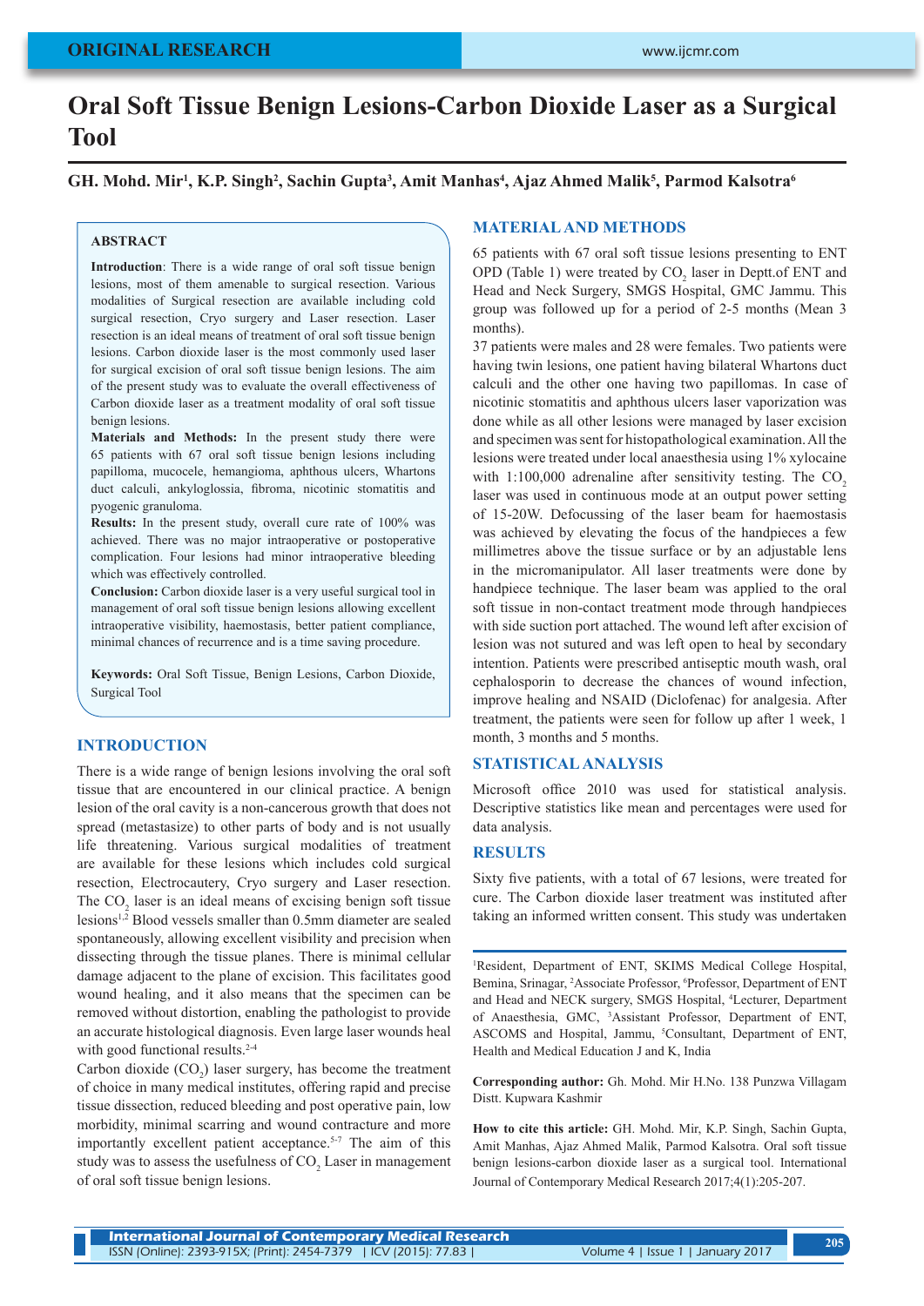ORIGINAL RESEARCH

# Oral Soft Tissue Benign Lesions-Carbon Dioxide Laser as a Surgical Tool

**GH. Mohd. Mir[1], K.P. Singh[2], Sachin Gupta[3], Amit Manhas[4], Ajaz Ahmed Malik[5], Parmod Kalsotra[6]**

## ABSTRACT

**Introduction**: There is a wide range of oral soft tissue benign lesions, most of them amenable to surgical resection. Various modalities of Surgical resection are available including cold surgical resection, Cryo surgery and Laser resection. Laser resection is an ideal means of treatment of oral soft tissue benign lesions. Carbon dioxide laser is the most commonly used laser for surgical excision of oral soft tissue benign lesions. The aim of the present study was to evaluate the overall effectiveness of Carbon dioxide laser as a treatment modality of oral soft tissue benign lesions.

**Materials and Methods:** In the present study there were 65 patients with 67 oral soft tissue benign lesions including papilloma, mucocele, hemangioma, aphthous ulcers, Whartons duct calculi, ankyloglossia, fibroma, nicotinic stomatitis and pyogenic granuloma.

**Results:** In the present study, overall cure rate of 100% was achieved. There was no major intraoperative or postoperative complication. Four lesions had minor intraoperative bleeding which was effectively controlled.

**Conclusion:** Carbon dioxide laser is a very useful surgical tool in management of oral soft tissue benign lesions allowing excellent intraoperative visibility, haemostasis, better patient compliance, minimal chances of recurrence and is a time saving procedure.

**Keywords:** Oral Soft Tissue, Benign Lesions, Carbon Dioxide, Surgical Tool

## INTRODUCTION

There is a wide range of benign lesions involving the oral soft tissue that are encountered in our clinical practice. A benign lesion of the oral cavity is a non-cancerous growth that does not spread (metastasize) to other parts of body and is not usually life threatening. Various surgical modalities of treatment are available for these lesions which includes cold surgical resection, Electrocautery, Cryo surgery and Laser resection. The $CO_2$ laser is an ideal means of excising benign soft tissue lesions[1,2] Blood vessels smaller than 0.5mm diameter are sealed spontaneously, allowing excellent visibility and precision when dissecting through the tissue planes. There is minimal cellular damage adjacent to the plane of excision. This facilitates good wound healing, and it also means that the specimen can be removed without distortion, enabling the pathologist to provide an accurate histological diagnosis. Even large laser wounds heal with good functional results.[2-4]

Carbon dioxide ($CO_2$) laser surgery, has become the treatment of choice in many medical institutes, offering rapid and precise tissue dissection, reduced bleeding and post operative pain, low morbidity, minimal scarring and wound contracture and more importantly excellent patient acceptance.[5-7] The aim of this study was to assess the usefulness of $CO_2$ Laser in management of oral soft tissue benign lesions.

## MATERIAL AND METHODS

65 patients with 67 oral soft tissue lesions presenting to ENT OPD (Table 1) were treated by $CO_2$ laser in Deptt.of ENT and Head and Neck Surgery, SMGS Hospital, GMC Jammu. This group was followed up for a period of 2-5 months (Mean 3 months).

37 patients were males and 28 were females. Two patients were having twin lesions, one patient having bilateral Whartons duct calculi and the other one having two papillomas. In case of nicotinic stomatitis and aphthous ulcers laser vaporization was done while as all other lesions were managed by laser excision and specimen was sent for histopathological examination. All the lesions were treated under local anaesthesia using 1% xylocaine with 1:100,000 adrenaline after sensitivity testing. The $CO_2$ laser was used in continuous mode at an output power setting of 15-20W. Defocussing of the laser beam for haemostasis was achieved by elevating the focus of the handpieces a few millimetres above the tissue surface or by an adjustable lens in the micromanipulator. All laser treatments were done by handpiece technique. The laser beam was applied to the oral soft tissue in non-contact treatment mode through handpieces with side suction port attached. The wound left after excision of lesion was not sutured and was left open to heal by secondary intention. Patients were prescribed antiseptic mouth wash, oral cephalosporin to decrease the chances of wound infection, improve healing and NSAID (Diclofenac) for analgesia. After treatment, the patients were seen for follow up after 1 week, 1 month, 3 months and 5 months.

## STATISTICAL ANALYSIS

Microsoft office 2010 was used for statistical analysis. Descriptive statistics like mean and percentages were used for data analysis.

## RESULTS

Sixty five patients, with a total of 67 lesions, were treated for cure. The Carbon dioxide laser treatment was instituted after taking an informed written consent. This study was undertaken

---

[1]Resident, Department of ENT, SKIMS Medical College Hospital, Bemina, Srinagar, [2]Associate Professor, [6]Professor, Department of ENT and Head and NECK surgery, SMGS Hospital, [4]Lecturer, Department of Anaesthesia, GMC, [3]Assistant Professor, Department of ENT, ASCOMS and Hospital, Jammu, [5]Consultant, Department of ENT, Health and Medical Education J and K, India

**Corresponding author:** Gh. Mohd. Mir H.No. 138 Punzwa Villagam Distt. Kupwara Kashmir

**How to cite this article:** GH. Mohd. Mir, K.P. Singh, Sachin Gupta, Amit Manhas, Ajaz Ahmed Malik, Parmod Kalsotra. Oral soft tissue benign lesions-carbon dioxide laser as a surgical tool. International Journal of Contemporary Medical Research 2017;4(1):205-207.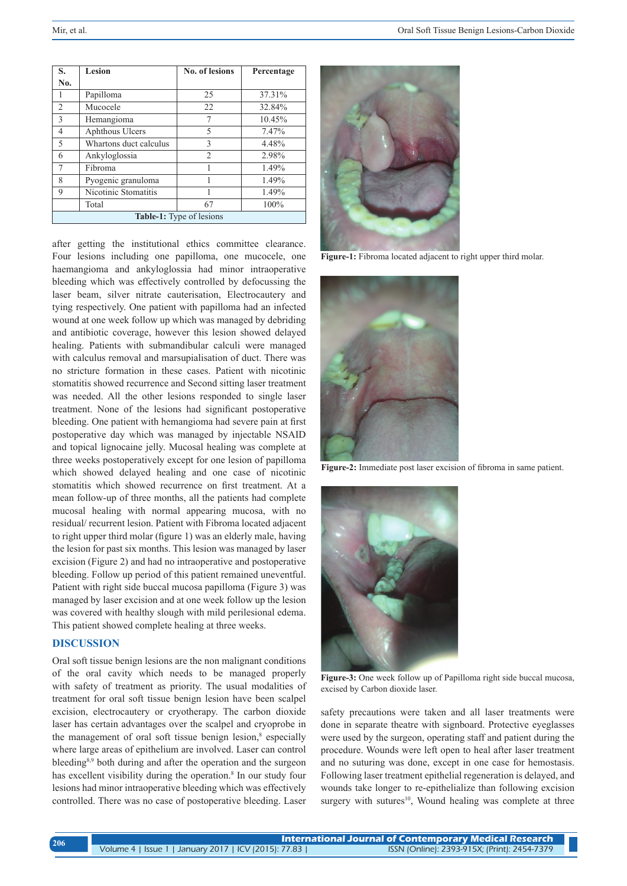| S. No. | Lesion | No. of lesions | Percentage |
|---|---|---|---|
| 1 | Papilloma | 25 | 37.31% |
| 2 | Mucocele | 22 | 32.84% |
| 3 | Hemangioma | 7 | 10.45% |
| 4 | Aphthous Ulcers | 5 | 7.47% |
| 5 | Whartons duct calculus | 3 | 4.48% |
| 6 | Ankyloglossia | 2 | 2.98% |
| 7 | Fibroma | 1 | 1.49% |
| 8 | Pyogenic granuloma | 1 | 1.49% |
| 9 | Nicotinic Stomatitis | 1 | 1.49% |
| | Total | 67 | 100% |

**Table-1:** Type of lesions

after getting the institutional ethics committee clearance. Four lesions including one papilloma, one mucocele, one haemangioma and ankyloglossia had minor intraoperative bleeding which was effectively controlled by defocussing the laser beam, silver nitrate cauterisation, Electrocautery and tying respectively. One patient with papilloma had an infected wound at one week follow up which was managed by debriding and antibiotic coverage, however this lesion showed delayed healing. Patients with submandibular calculi were managed with calculus removal and marsupialisation of duct. There was no stricture formation in these cases. Patient with nicotinic stomatitis showed recurrence and Second sitting laser treatment was needed. All the other lesions responded to single laser treatment. None of the lesions had significant postoperative bleeding. One patient with hemangioma had severe pain at first postoperative day which was managed by injectable NSAID and topical lignocaine jelly. Mucosal healing was complete at three weeks postoperatively except for one lesion of papilloma which showed delayed healing and one case of nicotinic stomatitis which showed recurrence on first treatment. At a mean follow-up of three months, all the patients had complete mucosal healing with normal appearing mucosa, with no residual/ recurrent lesion. Patient with Fibroma located adjacent to right upper third molar (figure 1) was an elderly male, having the lesion for past six months. This lesion was managed by laser excision (Figure 2) and had no intraoperative and postoperative bleeding. Follow up period of this patient remained uneventful. Patient with right side buccal mucosa papilloma (Figure 3) was managed by laser excision and at one week follow up the lesion was covered with healthy slough with mild perilesional edema. This patient showed complete healing at three weeks.

**Figure-1:** Fibroma located adjacent to right upper third molar.

**Figure-2:** Immediate post laser excision of fibroma in same patient.

**Figure-3:** One week follow up of Papilloma right side buccal mucosa, excised by Carbon dioxide laser.

## DISCUSSION

Oral soft tissue benign lesions are the non malignant conditions of the oral cavity which needs to be managed properly with safety of treatment as priority. The usual modalities of treatment for oral soft tissue benign lesion have been scalpel excision, electrocautery or cryotherapy. The carbon dioxide laser has certain advantages over the scalpel and cryoprobe in the management of oral soft tissue benign lesion,[8] especially where large areas of epithelium are involved. Laser can control bleeding[8,9] both during and after the operation and the surgeon has excellent visibility during the operation.[8] In our study four lesions had minor intraoperative bleeding which was effectively controlled. There was no case of postoperative bleeding. Laser safety precautions were taken and all laser treatments were done in separate theatre with signboard. Protective eyeglasses were used by the surgeon, operating staff and patient during the procedure. Wounds were left open to heal after laser treatment and no suturing was done, except in one case for hemostasis. Following laser treatment epithelial regeneration is delayed, and wounds take longer to re-epithelialize than following excision surgery with sutures[10], Wound healing was complete at three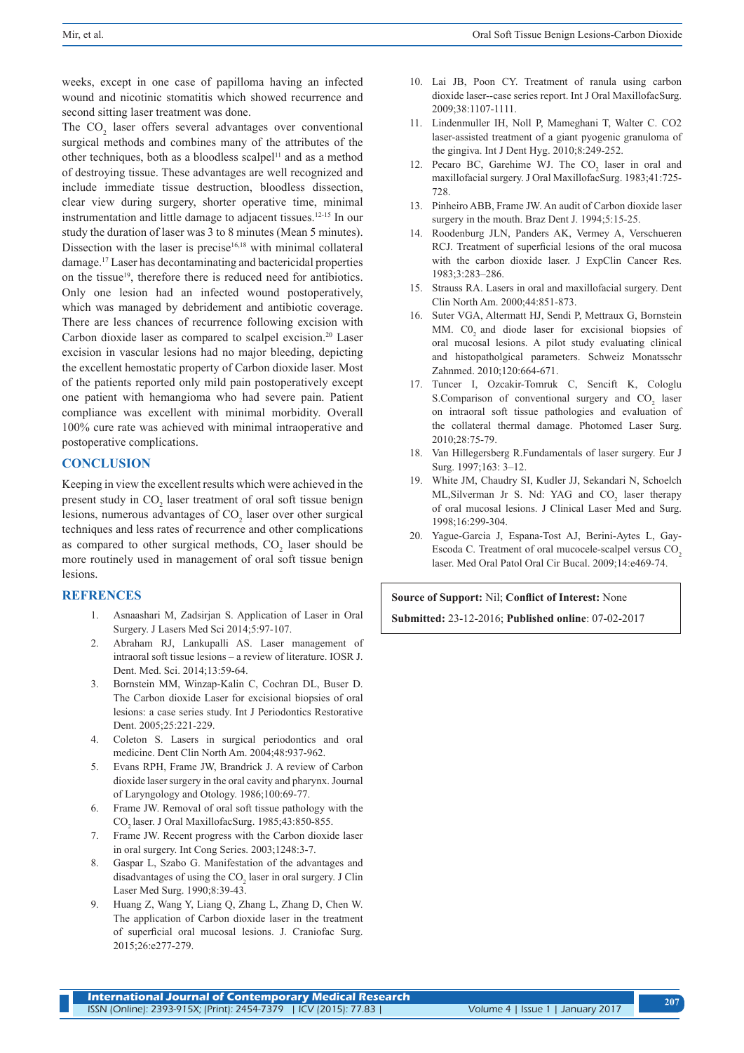weeks, except in one case of papilloma having an infected wound and nicotinic stomatitis which showed recurrence and second sitting laser treatment was done.

The $CO_2$ laser offers several advantages over conventional surgical methods and combines many of the attributes of the other techniques, both as a bloodless scalpel[11] and as a method of destroying tissue. These advantages are well recognized and include immediate tissue destruction, bloodless dissection, clear view during surgery, shorter operative time, minimal instrumentation and little damage to adjacent tissues.[12-15] In our study the duration of laser was 3 to 8 minutes (Mean 5 minutes). Dissection with the laser is precise[16,18] with minimal collateral damage.[17] Laser has decontaminating and bactericidal properties on the tissue[19], therefore there is reduced need for antibiotics. Only one lesion had an infected wound postoperatively, which was managed by debridement and antibiotic coverage. There are less chances of recurrence following excision with Carbon dioxide laser as compared to scalpel excision.[20] Laser excision in vascular lesions had no major bleeding, depicting the excellent hemostatic property of Carbon dioxide laser. Most of the patients reported only mild pain postoperatively except one patient with hemangioma who had severe pain. Patient compliance was excellent with minimal morbidity. Overall 100% cure rate was achieved with minimal intraoperative and postoperative complications.

## CONCLUSION

Keeping in view the excellent results which were achieved in the present study in $CO_2$ laser treatment of oral soft tissue benign lesions, numerous advantages of $CO_2$ laser over other surgical techniques and less rates of recurrence and other complications as compared to other surgical methods, $CO_2$ laser should be more routinely used in management of oral soft tissue benign lesions.

## REFRENCES

1. Asnaashari M, Zadsirjan S. Application of Laser in Oral Surgery. J Lasers Med Sci 2014;5:97-107.
2. Abraham RJ, Lankupalli AS. Laser management of intraoral soft tissue lesions – a review of literature. IOSR J. Dent. Med. Sci. 2014;13:59-64.
3. Bornstein MM, Winzap-Kalin C, Cochran DL, Buser D. The Carbon dioxide Laser for excisional biopsies of oral lesions: a case series study. Int J Periodontics Restorative Dent. 2005;25:221-229.
4. Coleton S. Lasers in surgical periodontics and oral medicine. Dent Clin North Am. 2004;48:937-962.
5. Evans RPH, Frame JW, Brandrick J. A review of Carbon dioxide laser surgery in the oral cavity and pharynx. Journal of Laryngology and Otology. 1986;100:69-77.
6. Frame JW. Removal of oral soft tissue pathology with the $CO_2$ laser. J Oral MaxillofacSurg. 1985;43:850-855.
7. Frame JW. Recent progress with the Carbon dioxide laser in oral surgery. Int Cong Series. 2003;1248:3-7.
8. Gaspar L, Szabo G. Manifestation of the advantages and disadvantages of using the $CO_2$ laser in oral surgery. J Clin Laser Med Surg. 1990;8:39-43.
9. Huang Z, Wang Y, Liang Q, Zhang L, Zhang D, Chen W. The application of Carbon dioxide laser in the treatment of superficial oral mucosal lesions. J. Craniofac Surg. 2015;26:e277-279.
10. Lai JB, Poon CY. Treatment of ranula using carbon dioxide laser--case series report. Int J Oral MaxillofacSurg. 2009;38:1107-1111.
11. Lindenmuller IH, Noll P, Mameghani T, Walter C. CO2 laser-assisted treatment of a giant pyogenic granuloma of the gingiva. Int J Dent Hyg. 2010;8:249-252.
12. Pecaro BC, Garehime WJ. The $CO_2$ laser in oral and maxillofacial surgery. J Oral MaxillofacSurg. 1983;41:725-728.
13. Pinheiro ABB, Frame JW. An audit of Carbon dioxide laser surgery in the mouth. Braz Dent J. 1994;5:15-25.
14. Roodenburg JLN, Panders AK, Vermey A, Verschueren RCJ. Treatment of superficial lesions of the oral mucosa with the carbon dioxide laser. J ExpClin Cancer Res. 1983;3:283–286.
15. Strauss RA. Lasers in oral and maxillofacial surgery. Dent Clin North Am. 2000;44:851-873.
16. Suter VGA, Altermatt HJ, Sendi P, Mettraux G, Bornstein MM. $C0_2$ and diode laser for excisional biopsies of oral mucosal lesions. A pilot study evaluating clinical and histopatholgical parameters. Schweiz Monatsschr Zahnmed. 2010;120:664-671.
17. Tuncer I, Ozcakir-Tomruk C, Sencift K, Cologlu S.Comparison of conventional surgery and $CO_2$ laser on intraoral soft tissue pathologies and evaluation of the collateral thermal damage. Photomed Laser Surg. 2010;28:75-79.
18. Van Hillegersberg R.Fundamentals of laser surgery. Eur J Surg. 1997;163: 3–12.
19. White JM, Chaudry SI, Kudler JJ, Sekandari N, Schoelch ML,Silverman Jr S. Nd: YAG and $CO_2$ laser therapy of oral mucosal lesions. J Clinical Laser Med and Surg. 1998;16:299-304.
20. Yague-Garcia J, Espana-Tost AJ, Berini-Aytes L, Gay-Escoda C. Treatment of oral mucocele-scalpel versus $CO_2$ laser. Med Oral Patol Oral Cir Bucal. 2009;14:e469-74.

**Source of Support:** Nil; **Conflict of Interest:** None

**Submitted:** 23-12-2016; **Published online**: 07-02-2017